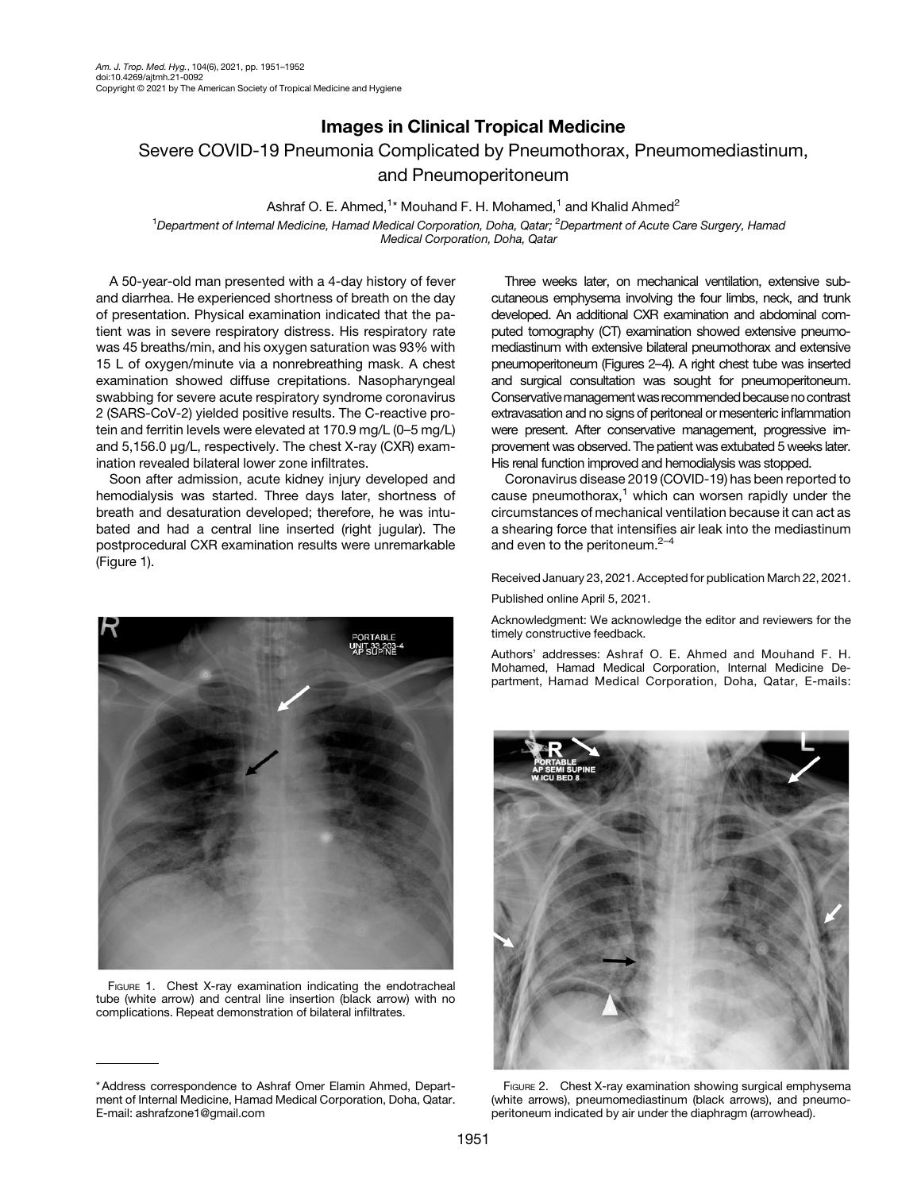# Images in Clinical Tropical Medicine

## Severe COVID-19 Pneumonia Complicated by Pneumothorax, Pneumomediastinum, and Pneumoperitoneum

Ashraf O. E. Ahmed,[1]* Mouhand F. H. Mohamed,[1] and Khalid Ahmed[2]

[1]*Department of Internal Medicine, Hamad Medical Corporation, Doha, Qatar;* [2]*Department of Acute Care Surgery, Hamad Medical Corporation, Doha, Qatar*

A 50-year-old man presented with a 4-day history of fever and diarrhea. He experienced shortness of breath on the day of presentation. Physical examination indicated that the patient was in severe respiratory distress. His respiratory rate was 45 breaths/min, and his oxygen saturation was 93% with 15 L of oxygen/minute via a nonrebreathing mask. A chest examination showed diffuse crepitations. Nasopharyngeal swabbing for severe acute respiratory syndrome coronavirus 2 (SARS-CoV-2) yielded positive results. The C-reactive protein and ferritin levels were elevated at 170.9 mg/L (0–5 mg/L) and 5,156.0 µg/L, respectively. The chest X-ray (CXR) examination revealed bilateral lower zone infiltrates.

Soon after admission, acute kidney injury developed and hemodialysis was started. Three days later, shortness of breath and desaturation developed; therefore, he was intubated and had a central line inserted (right jugular). The postprocedural CXR examination results were unremarkable (Figure 1).

FIGURE 1. Chest X-ray examination indicating the endotracheal tube (white arrow) and central line insertion (black arrow) with no complications. Repeat demonstration of bilateral infiltrates.

Three weeks later, on mechanical ventilation, extensive subcutaneous emphysema involving the four limbs, neck, and trunk developed. An additional CXR examination and abdominal computed tomography (CT) examination showed extensive pneumomediastinum with extensive bilateral pneumothorax and extensive pneumoperitoneum (Figures 2–4). A right chest tube was inserted and surgical consultation was sought for pneumoperitoneum. Conservative management was recommended because no contrast extravasation and no signs of peritoneal or mesenteric inflammation were present. After conservative management, progressive improvement was observed. The patient was extubated 5 weeks later. His renal function improved and hemodialysis was stopped.

Coronavirus disease 2019 (COVID-19) has been reported to cause pneumothorax,[1] which can worsen rapidly under the circumstances of mechanical ventilation because it can act as a shearing force that intensifies air leak into the mediastinum and even to the peritoneum.[2–4]

FIGURE 2. Chest X-ray examination showing surgical emphysema (white arrows), pneumomediastinum (black arrows), and pneumoperitoneum indicated by air under the diaphragm (arrowhead).

Received January 23, 2021. Accepted for publication March 22, 2021.

Published online April 5, 2021.

Acknowledgment: We acknowledge the editor and reviewers for the timely constructive feedback.

Authors' addresses: Ashraf O. E. Ahmed and Mouhand F. H. Mohamed, Hamad Medical Corporation, Internal Medicine Department, Hamad Medical Corporation, Doha, Qatar, E-mails:

*Address correspondence to Ashraf Omer Elamin Ahmed, Department of Internal Medicine, Hamad Medical Corporation, Doha, Qatar. E-mail: ashrafzone1@gmail.com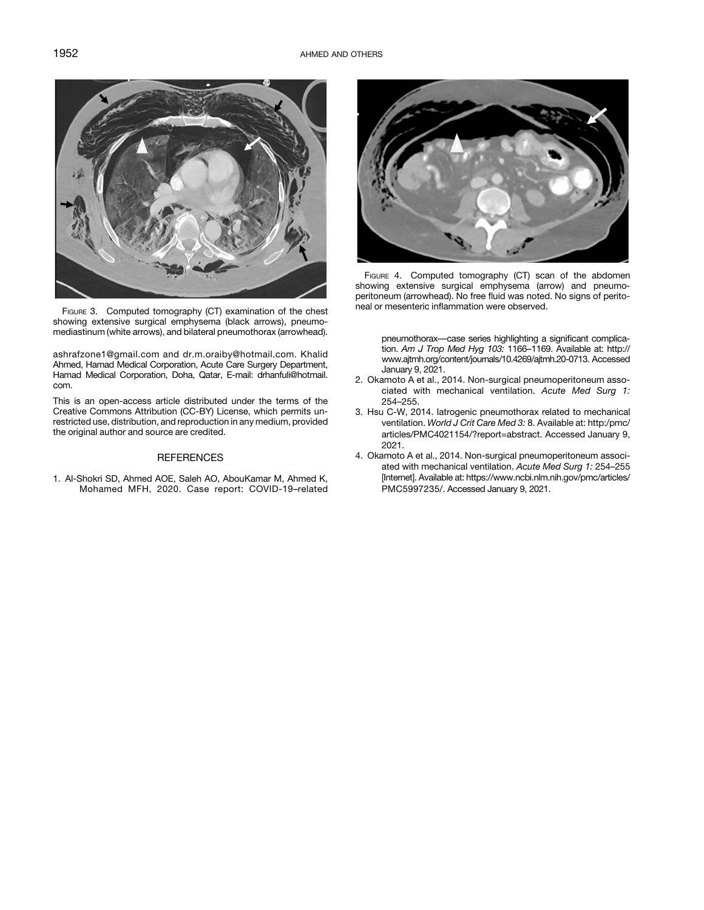Figure 3. Computed tomography (CT) examination of the chest showing extensive surgical emphysema (black arrows), pneumomediastinum (white arrows), and bilateral pneumothorax (arrowhead).

Figure 4. Computed tomography (CT) scan of the abdomen showing extensive surgical emphysema (arrow) and pneumoperitoneum (arrowhead). No free fluid was noted. No signs of peritoneal or mesenteric inflammation were observed.

ashrafzone1@gmail.com and dr.m.oraiby@hotmail.com. Khalid Ahmed, Hamad Medical Corporation, Acute Care Surgery Department, Hamad Medical Corporation, Doha, Qatar, E-mail: drhanfuli@hotmail.com.

This is an open-access article distributed under the terms of the Creative Commons Attribution (CC-BY) License, which permits unrestricted use, distribution, and reproduction in any medium, provided the original author and source are credited.

## REFERENCES

1. Al-Shokri SD, Ahmed AOE, Saleh AO, AbouKamar M, Ahmed K, Mohamed MFH, 2020. Case report: COVID-19–related pneumothorax—case series highlighting a significant complication. *Am J Trop Med Hyg 103:* 1166–1169. Available at: http://www.ajtmh.org/content/journals/10.4269/ajtmh.20-0713. Accessed January 9, 2021.
2. Okamoto A et al., 2014. Non-surgical pneumoperitoneum associated with mechanical ventilation. *Acute Med Surg 1:* 254–255.
3. Hsu C-W, 2014. Iatrogenic pneumothorax related to mechanical ventilation. *World J Crit Care Med 3:* 8. Available at: http:/pmc/articles/PMC4021154/?report=abstract. Accessed January 9, 2021.
4. Okamoto A et al., 2014. Non-surgical pneumoperitoneum associated with mechanical ventilation. *Acute Med Surg 1:* 254–255 [Internet]. Available at: https://www.ncbi.nlm.nih.gov/pmc/articles/PMC5997235/. Accessed January 9, 2021.